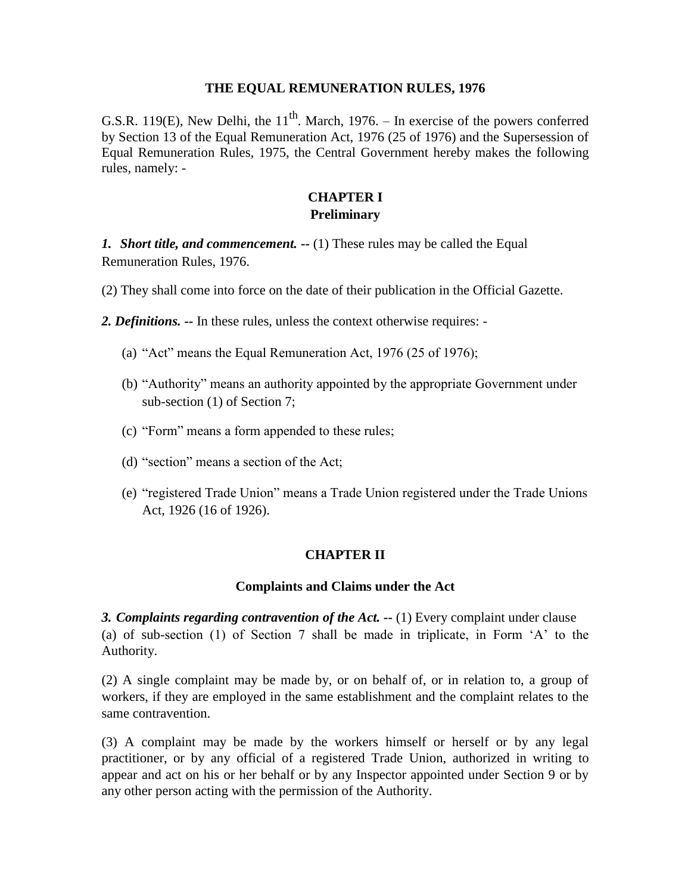# THE EQUAL REMUNERATION RULES, 1976

G.S.R. 119(E), New Delhi, the 11th. March, 1976. – In exercise of the powers conferred by Section 13 of the Equal Remuneration Act, 1976 (25 of 1976) and the Supersession of Equal Remuneration Rules, 1975, the Central Government hereby makes the following rules, namely: -

## CHAPTER I
## Preliminary

***1. Short title, and commencement.*** **--** (1) These rules may be called the Equal Remuneration Rules, 1976.

(2) They shall come into force on the date of their publication in the Official Gazette.

***2. Definitions.*** **--** In these rules, unless the context otherwise requires: -

(a) "Act" means the Equal Remuneration Act, 1976 (25 of 1976);

(b) "Authority" means an authority appointed by the appropriate Government under sub-section (1) of Section 7;

(c) "Form" means a form appended to these rules;

(d) "section" means a section of the Act;

(e) "registered Trade Union" means a Trade Union registered under the Trade Unions Act, 1926 (16 of 1926).

## CHAPTER II

### Complaints and Claims under the Act

***3. Complaints regarding contravention of the Act.*** -- (1) Every complaint under clause (a) of sub-section (1) of Section 7 shall be made in triplicate, in Form 'A' to the Authority.

(2) A single complaint may be made by, or on behalf of, or in relation to, a group of workers, if they are employed in the same establishment and the complaint relates to the same contravention.

(3) A complaint may be made by the workers himself or herself or by any legal practitioner, or by any official of a registered Trade Union, authorized in writing to appear and act on his or her behalf or by any Inspector appointed under Section 9 or by any other person acting with the permission of the Authority.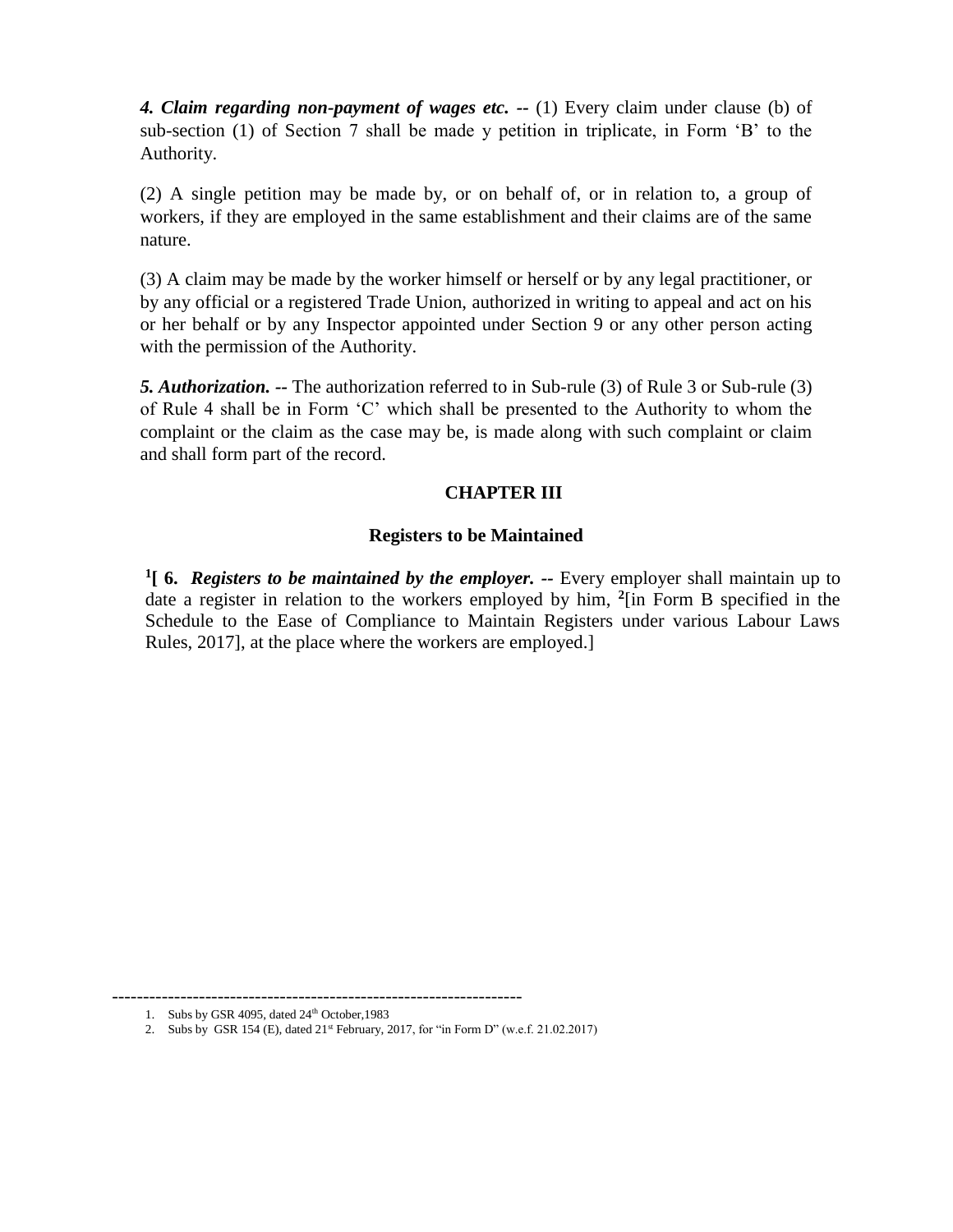***4. Claim regarding non-payment of wages etc. --*** (1) Every claim under clause (b) of sub-section (1) of Section 7 shall be made y petition in triplicate, in Form 'B' to the Authority.

(2) A single petition may be made by, or on behalf of, or in relation to, a group of workers, if they are employed in the same establishment and their claims are of the same nature.

(3) A claim may be made by the worker himself or herself or by any legal practitioner, or by any official or a registered Trade Union, authorized in writing to appeal and act on his or her behalf or by any Inspector appointed under Section 9 or any other person acting with the permission of the Authority.

***5. Authorization. --*** The authorization referred to in Sub-rule (3) of Rule 3 or Sub-rule (3) of Rule 4 shall be in Form 'C' which shall be presented to the Authority to whom the complaint or the claim as the case may be, is made along with such complaint or claim and shall form part of the record.

## CHAPTER III

### Registers to be Maintained

**[1][ 6.** ***Registers to be maintained by the employer. --*** Every employer shall maintain up to date a register in relation to the workers employed by him, **[2]**[in Form B specified in the Schedule to the Ease of Compliance to Maintain Registers under various Labour Laws Rules, 2017], at the place where the workers are employed.]

---

1. Subs by GSR 4095, dated 24th October,1983
2. Subs by GSR 154 (E), dated 21st February, 2017, for "in Form D" (w.e.f. 21.02.2017)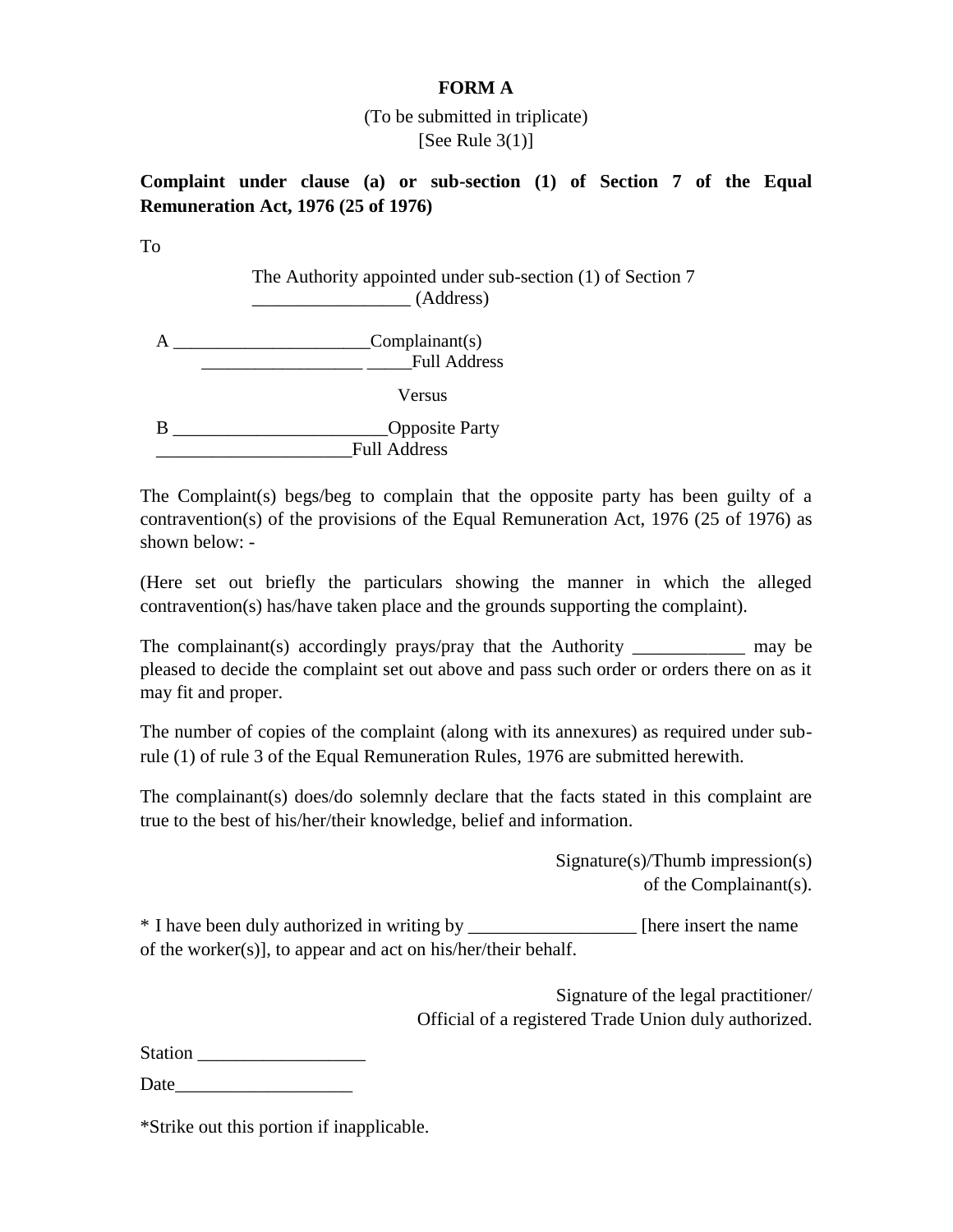**FORM A**

(To be submitted in triplicate)
[See Rule 3(1)]

**Complaint under clause (a) or sub-section (1) of Section 7 of the Equal Remuneration Act, 1976 (25 of 1976)**

To

The Authority appointed under sub-section (1) of Section 7
_________________ (Address)

A ______________________Complainant(s)
__________________ _____Full Address

Versus

B ________________________Opposite Party
______________________Full Address

The Complaint(s) begs/beg to complain that the opposite party has been guilty of a contravention(s) of the provisions of the Equal Remuneration Act, 1976 (25 of 1976) as shown below: -

(Here set out briefly the particulars showing the manner in which the alleged contravention(s) has/have taken place and the grounds supporting the complaint).

The complainant(s) accordingly prays/pray that the Authority ____________ may be pleased to decide the complaint set out above and pass such order or orders there on as it may fit and proper.

The number of copies of the complaint (along with its annexures) as required under sub-rule (1) of rule 3 of the Equal Remuneration Rules, 1976 are submitted herewith.

The complainant(s) does/do solemnly declare that the facts stated in this complaint are true to the best of his/her/their knowledge, belief and information.

Signature(s)/Thumb impression(s)
of the Complainant(s).

* I have been duly authorized in writing by __________________ [here insert the name of the worker(s)], to appear and act on his/her/their behalf.

Signature of the legal practitioner/
Official of a registered Trade Union duly authorized.

Station __________________

Date___________________

*Strike out this portion if inapplicable.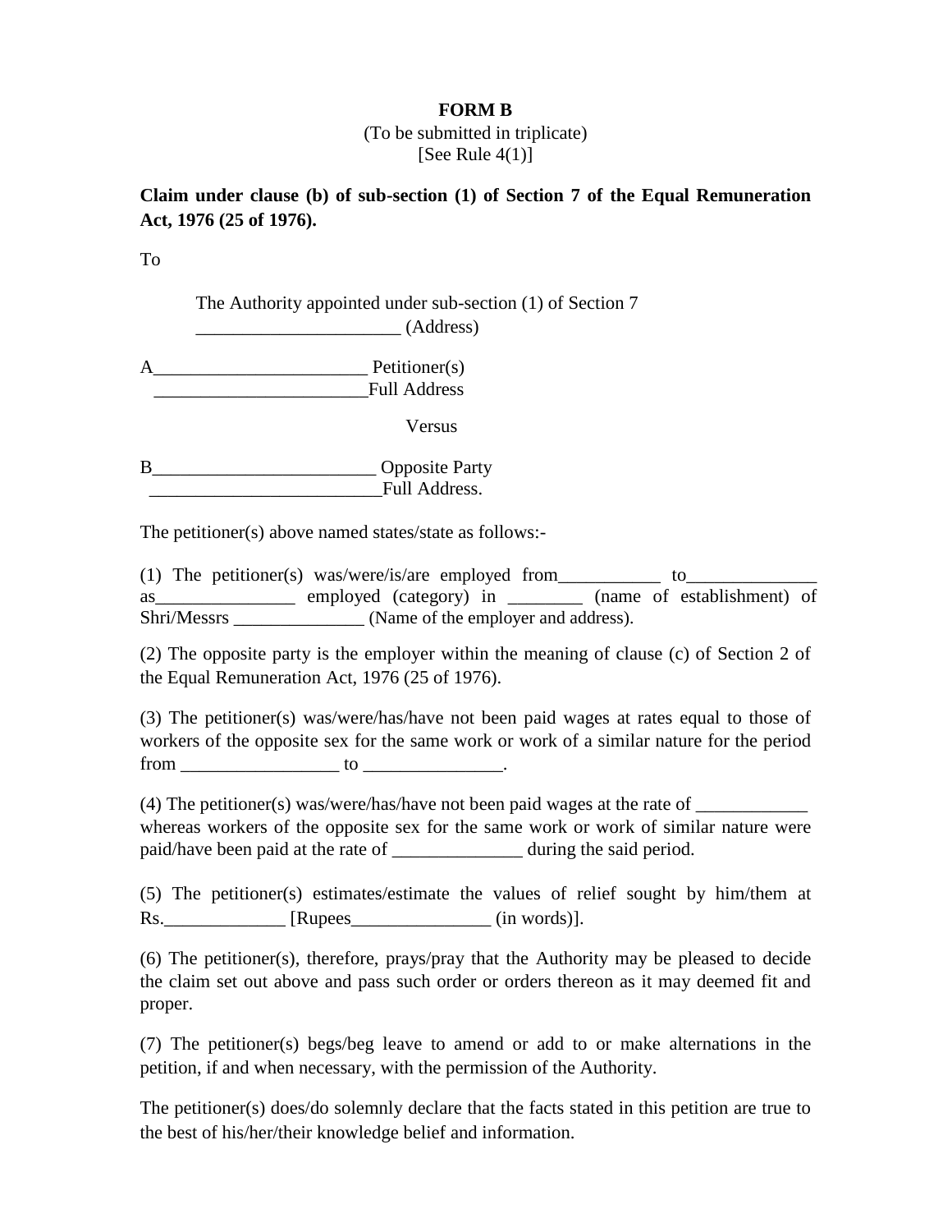**FORM B**

(To be submitted in triplicate)

[See Rule 4(1)]

**Claim under clause (b) of sub-section (1) of Section 7 of the Equal Remuneration Act, 1976 (25 of 1976).**

To

The Authority appointed under sub-section (1) of Section 7
______________________ (Address)

A_______________________ Petitioner(s)
_______________________Full Address

Versus

B________________________ Opposite Party
_________________________Full Address.

The petitioner(s) above named states/state as follows:-

(1) The petitioner(s) was/were/is/are employed from___________ to______________ as_______________ employed (category) in ________ (name of establishment) of Shri/Messrs ______________ (Name of the employer and address).

(2) The opposite party is the employer within the meaning of clause (c) of Section 2 of the Equal Remuneration Act, 1976 (25 of 1976).

(3) The petitioner(s) was/were/has/have not been paid wages at rates equal to those of workers of the opposite sex for the same work or work of a similar nature for the period from _________________ to _______________.

(4) The petitioner(s) was/were/has/have not been paid wages at the rate of ____________ whereas workers of the opposite sex for the same work or work of similar nature were paid/have been paid at the rate of ______________ during the said period.

(5) The petitioner(s) estimates/estimate the values of relief sought by him/them at Rs._____________ [Rupees_______________ (in words)].

(6) The petitioner(s), therefore, prays/pray that the Authority may be pleased to decide the claim set out above and pass such order or orders thereon as it may deemed fit and proper.

(7) The petitioner(s) begs/beg leave to amend or add to or make alternations in the petition, if and when necessary, with the permission of the Authority.

The petitioner(s) does/do solemnly declare that the facts stated in this petition are true to the best of his/her/their knowledge belief and information.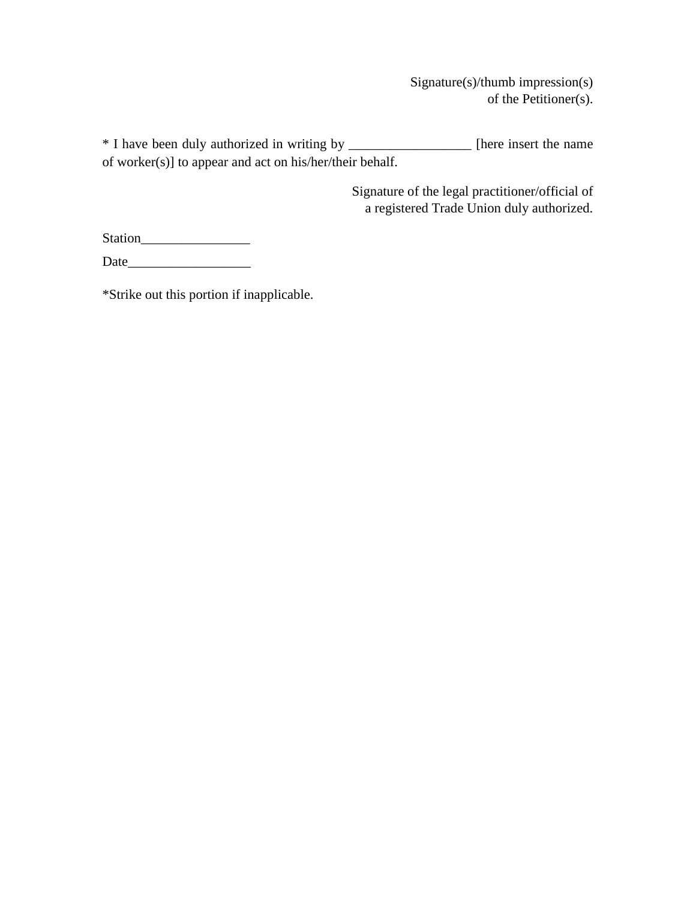Signature(s)/thumb impression(s)
of the Petitioner(s).

* I have been duly authorized in writing by _________________ [here insert the name of worker(s)] to appear and act on his/her/their behalf.

Signature of the legal practitioner/official of
a registered Trade Union duly authorized.

Station________________

Date__________________

*Strike out this portion if inapplicable.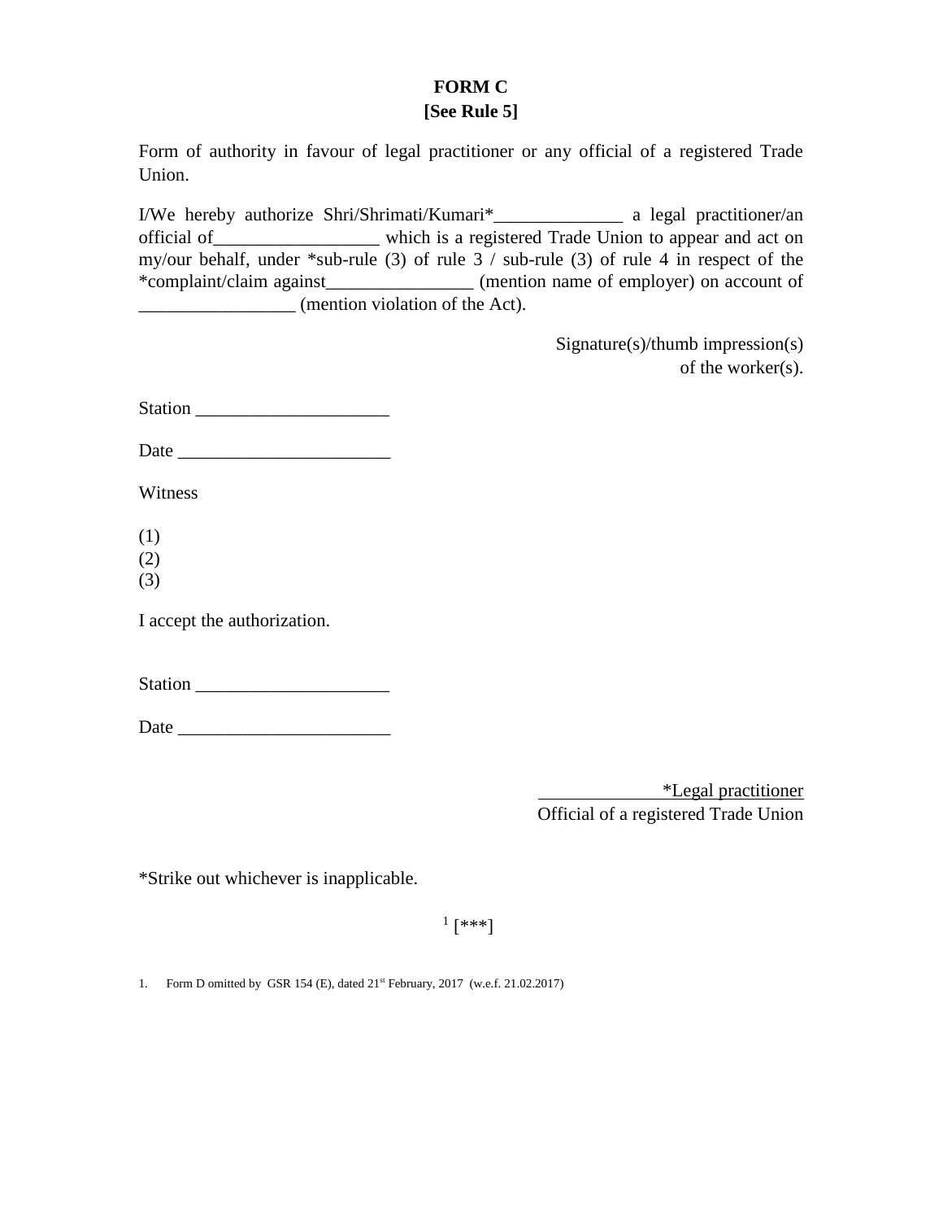# FORM C
## [See Rule 5]

Form of authority in favour of legal practitioner or any official of a registered Trade Union.

I/We hereby authorize Shri/Shrimati/Kumari*______________ a legal practitioner/an official of__________________ which is a registered Trade Union to appear and act on my/our behalf, under *sub-rule (3) of rule 3 / sub-rule (3) of rule 4 in respect of the *complaint/claim against________________ (mention name of employer) on account of _________________ (mention violation of the Act).

Signature(s)/thumb impression(s)
of the worker(s).

Station _____________________

Date _______________________

Witness

(1)
(2)
(3)

I accept the authorization.

Station _____________________

Date _______________________

*Legal practitioner
Official of a registered Trade Union

*Strike out whichever is inapplicable.

[1] [***]

1. Form D omitted by GSR 154 (E), dated 21st February, 2017 (w.e.f. 21.02.2017)